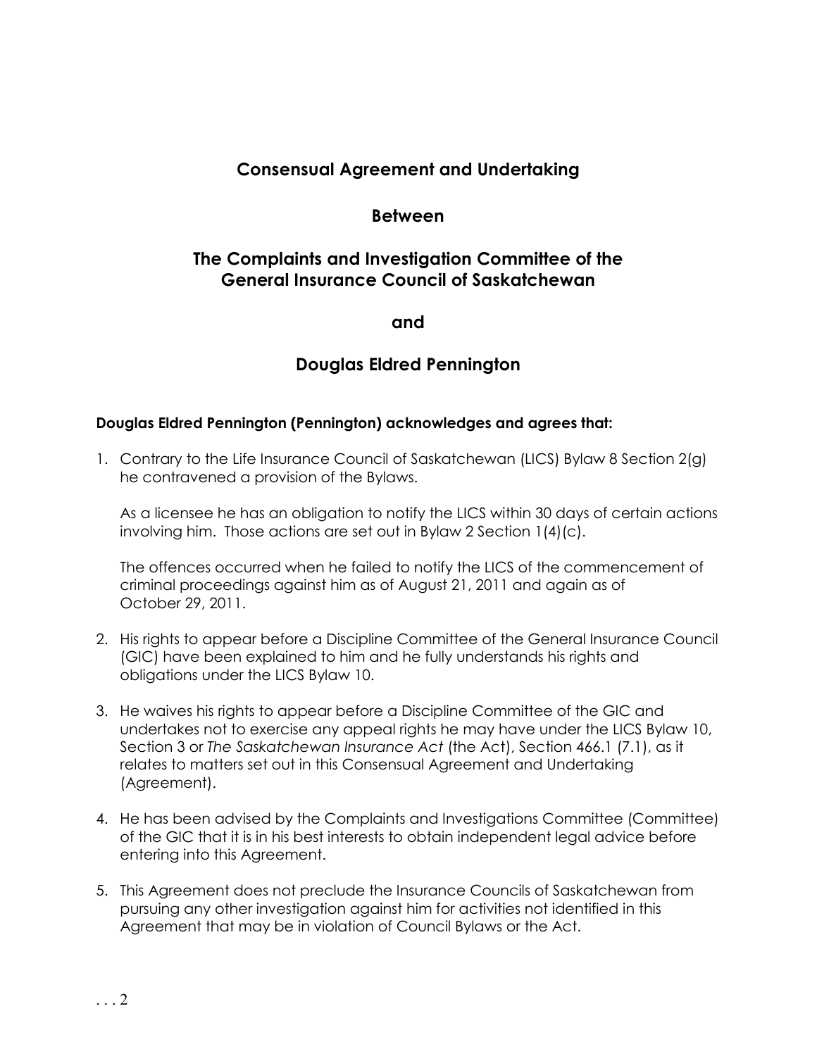# Consensual Agreement and Undertaking

## Between

## The Complaints and Investigation Committee of the General Insurance Council of Saskatchewan

## and

## Douglas Eldred Pennington

**Douglas Eldred Pennington (Pennington) acknowledges and agrees that:**

1. Contrary to the Life Insurance Council of Saskatchewan (LICS) Bylaw 8 Section 2(g) he contravened a provision of the Bylaws.

   As a licensee he has an obligation to notify the LICS within 30 days of certain actions involving him. Those actions are set out in Bylaw 2 Section 1(4)(c).

   The offences occurred when he failed to notify the LICS of the commencement of criminal proceedings against him as of August 21, 2011 and again as of October 29, 2011.

2. His rights to appear before a Discipline Committee of the General Insurance Council (GIC) have been explained to him and he fully understands his rights and obligations under the LICS Bylaw 10.

3. He waives his rights to appear before a Discipline Committee of the GIC and undertakes not to exercise any appeal rights he may have under the LICS Bylaw 10, Section 3 or *The Saskatchewan Insurance Act* (the Act), Section 466.1 (7.1), as it relates to matters set out in this Consensual Agreement and Undertaking (Agreement).

4. He has been advised by the Complaints and Investigations Committee (Committee) of the GIC that it is in his best interests to obtain independent legal advice before entering into this Agreement.

5. This Agreement does not preclude the Insurance Councils of Saskatchewan from pursuing any other investigation against him for activities not identified in this Agreement that may be in violation of Council Bylaws or the Act.

. . . 2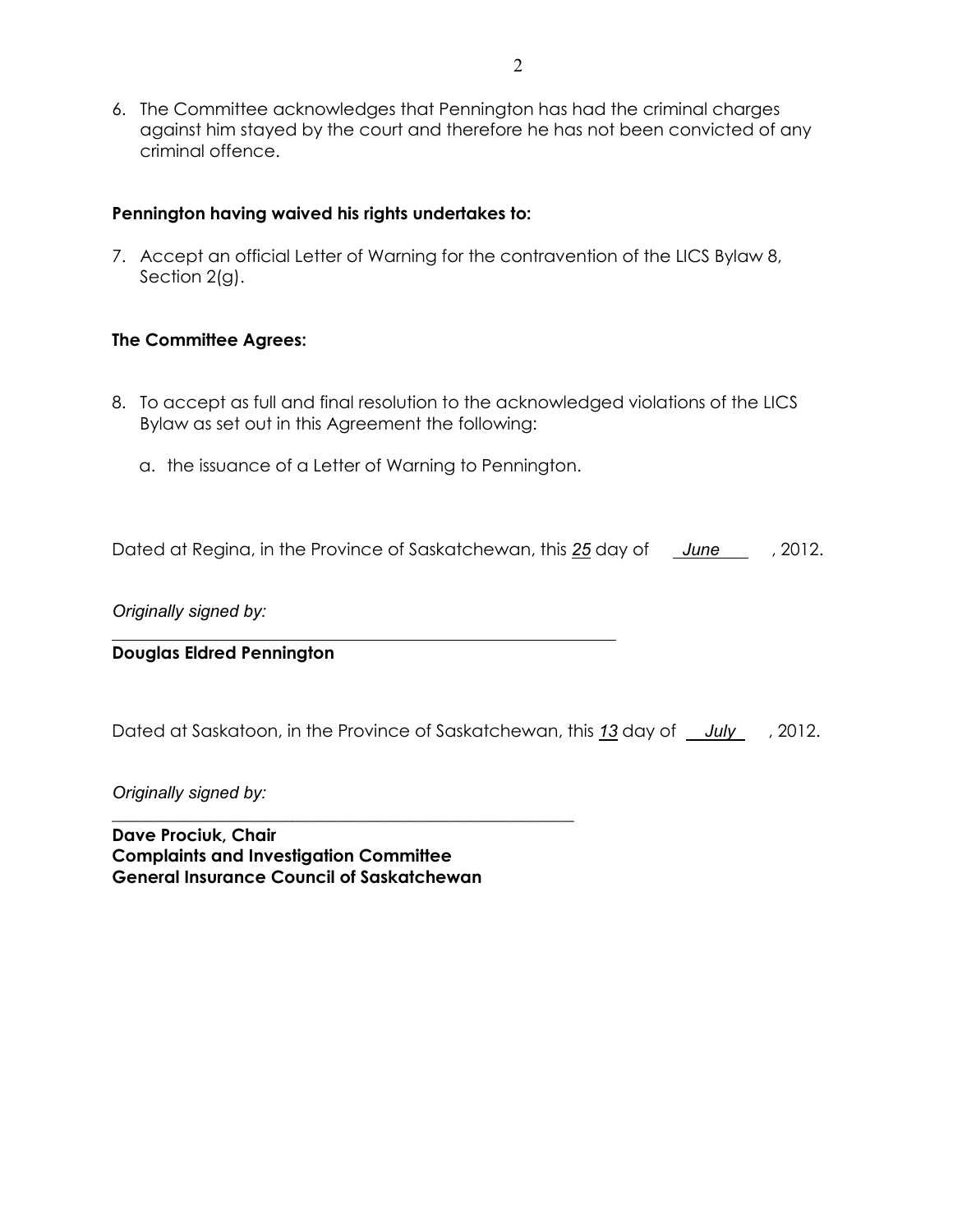6. The Committee acknowledges that Pennington has had the criminal charges against him stayed by the court and therefore he has not been convicted of any criminal offence.

**Pennington having waived his rights undertakes to:**

7. Accept an official Letter of Warning for the contravention of the LICS Bylaw 8, Section 2(g).

**The Committee Agrees:**

8. To accept as full and final resolution to the acknowledged violations of the LICS Bylaw as set out in this Agreement the following:

   a. the issuance of a Letter of Warning to Pennington.

Dated at Regina, in the Province of Saskatchewan, this ***25*** day of ***June***, 2012.

*Originally signed by:*

**Douglas Eldred Pennington**

Dated at Saskatoon, in the Province of Saskatchewan, this ***13*** day of ***July***, 2012.

*Originally signed by:*

**Dave Prociuk, Chair**
**Complaints and Investigation Committee**
**General Insurance Council of Saskatchewan**